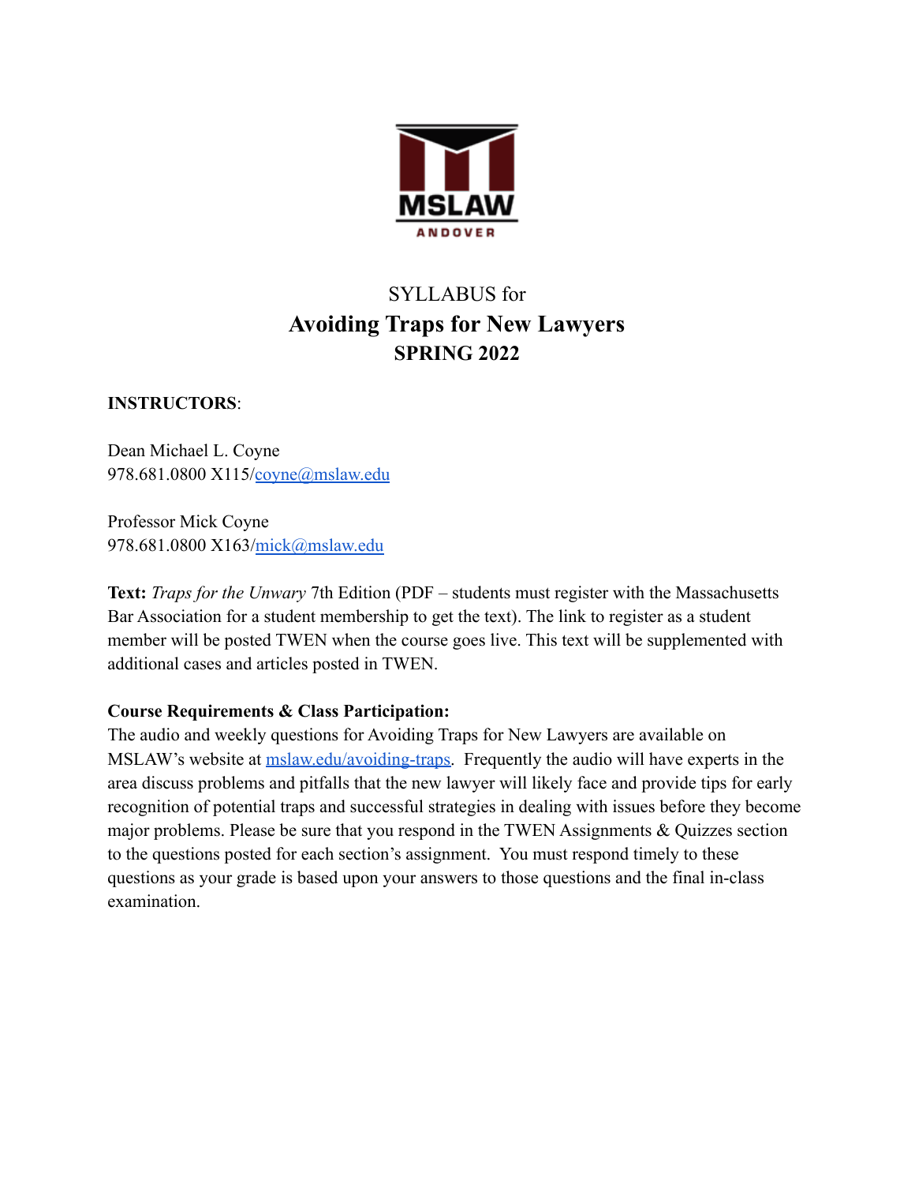MSLAW

ANDOVER

SYLLABUS for

# Avoiding Traps for New Lawyers

## SPRING 2022

**INSTRUCTORS**:

Dean Michael L. Coyne
978.681.0800 X115/coyne@mslaw.edu

Professor Mick Coyne
978.681.0800 X163/mick@mslaw.edu

**Text:** *Traps for the Unwary* 7th Edition (PDF – students must register with the Massachusetts Bar Association for a student membership to get the text). The link to register as a student member will be posted TWEN when the course goes live. This text will be supplemented with additional cases and articles posted in TWEN.

**Course Requirements & Class Participation:**
The audio and weekly questions for Avoiding Traps for New Lawyers are available on MSLAW's website at mslaw.edu/avoiding-traps. Frequently the audio will have experts in the area discuss problems and pitfalls that the new lawyer will likely face and provide tips for early recognition of potential traps and successful strategies in dealing with issues before they become major problems. Please be sure that you respond in the TWEN Assignments & Quizzes section to the questions posted for each section's assignment. You must respond timely to these questions as your grade is based upon your answers to those questions and the final in-class examination.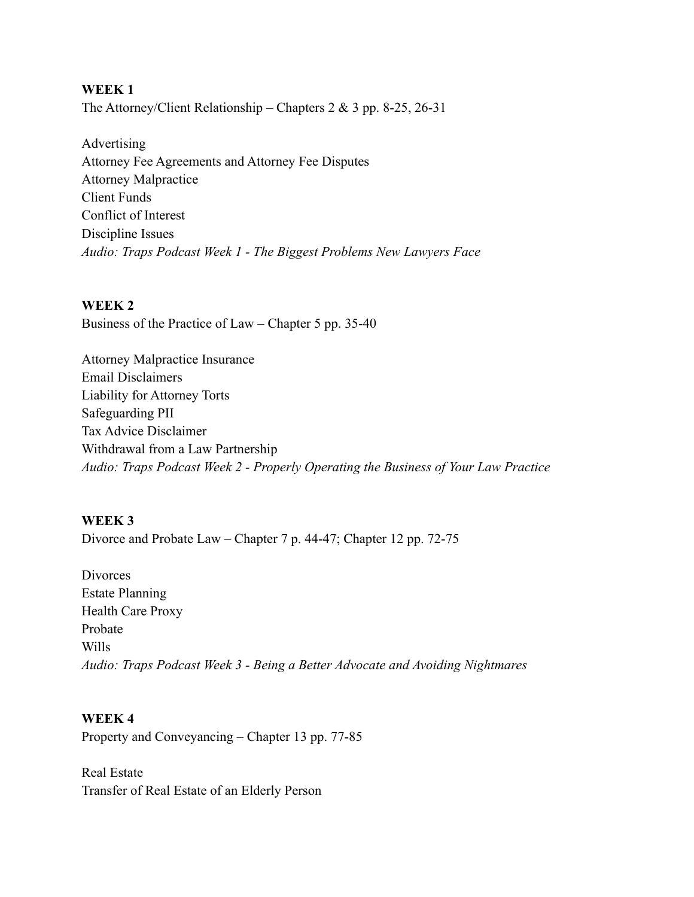**WEEK 1**

The Attorney/Client Relationship – Chapters 2 & 3 pp. 8-25, 26-31

Advertising
Attorney Fee Agreements and Attorney Fee Disputes
Attorney Malpractice
Client Funds
Conflict of Interest
Discipline Issues
*Audio: Traps Podcast Week 1 - The Biggest Problems New Lawyers Face*

**WEEK 2**

Business of the Practice of Law – Chapter 5 pp. 35-40

Attorney Malpractice Insurance
Email Disclaimers
Liability for Attorney Torts
Safeguarding PII
Tax Advice Disclaimer
Withdrawal from a Law Partnership
*Audio: Traps Podcast Week 2 - Properly Operating the Business of Your Law Practice*

**WEEK 3**

Divorce and Probate Law – Chapter 7 p. 44-47; Chapter 12 pp. 72-75

Divorces
Estate Planning
Health Care Proxy
Probate
Wills
*Audio: Traps Podcast Week 3 - Being a Better Advocate and Avoiding Nightmares*

**WEEK 4**

Property and Conveyancing – Chapter 13 pp. 77-85

Real Estate
Transfer of Real Estate of an Elderly Person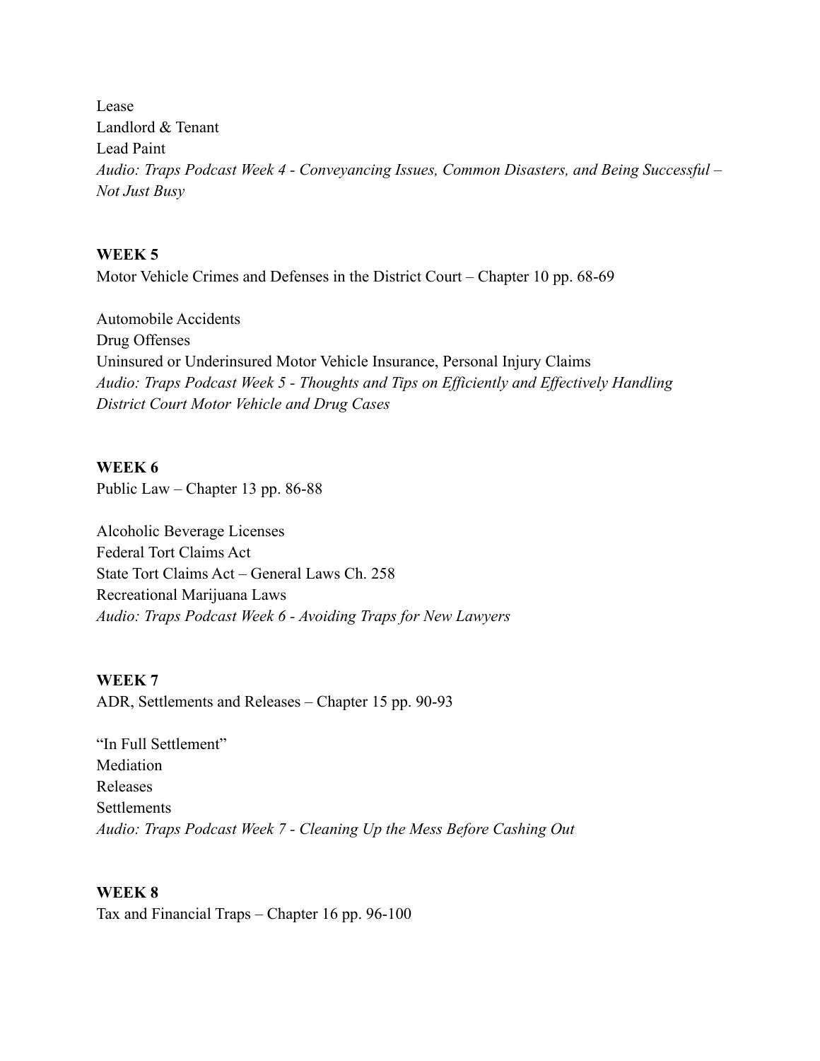Lease
Landlord & Tenant
Lead Paint
*Audio: Traps Podcast Week 4 - Conveyancing Issues, Common Disasters, and Being Successful – Not Just Busy*

**WEEK 5**
Motor Vehicle Crimes and Defenses in the District Court – Chapter 10 pp. 68-69

Automobile Accidents
Drug Offenses
Uninsured or Underinsured Motor Vehicle Insurance, Personal Injury Claims
*Audio: Traps Podcast Week 5 - Thoughts and Tips on Efficiently and Effectively Handling District Court Motor Vehicle and Drug Cases*

**WEEK 6**
Public Law – Chapter 13 pp. 86-88

Alcoholic Beverage Licenses
Federal Tort Claims Act
State Tort Claims Act – General Laws Ch. 258
Recreational Marijuana Laws
*Audio: Traps Podcast Week 6 - Avoiding Traps for New Lawyers*

**WEEK 7**
ADR, Settlements and Releases – Chapter 15 pp. 90-93

"In Full Settlement"
Mediation
Releases
Settlements
*Audio: Traps Podcast Week 7 - Cleaning Up the Mess Before Cashing Out*

**WEEK 8**
Tax and Financial Traps – Chapter 16 pp. 96-100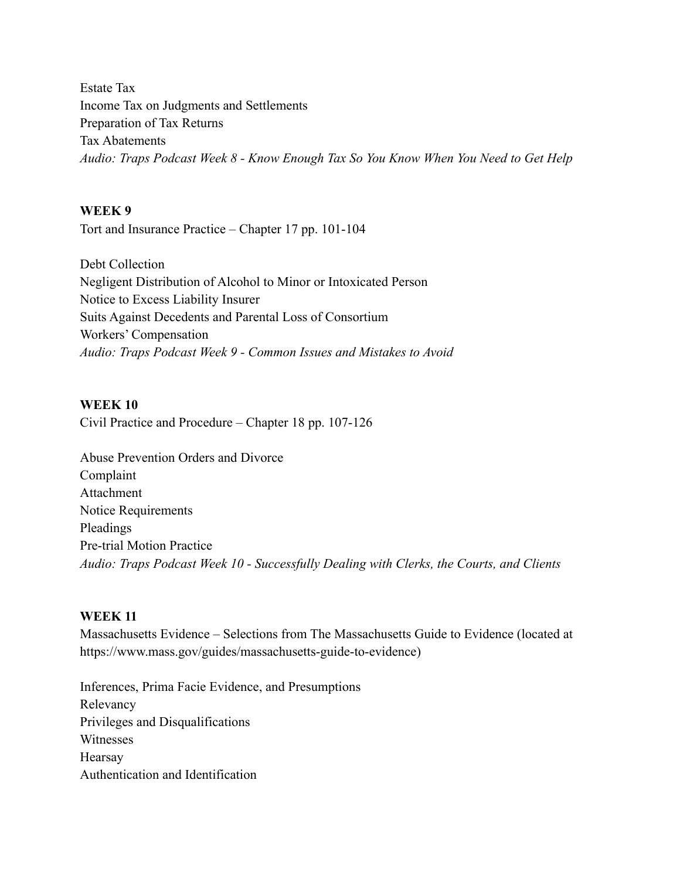Estate Tax
Income Tax on Judgments and Settlements
Preparation of Tax Returns
Tax Abatements
*Audio: Traps Podcast Week 8 - Know Enough Tax So You Know When You Need to Get Help*

**WEEK 9**
Tort and Insurance Practice – Chapter 17 pp. 101-104

Debt Collection
Negligent Distribution of Alcohol to Minor or Intoxicated Person
Notice to Excess Liability Insurer
Suits Against Decedents and Parental Loss of Consortium
Workers' Compensation
*Audio: Traps Podcast Week 9 - Common Issues and Mistakes to Avoid*

**WEEK 10**
Civil Practice and Procedure – Chapter 18 pp. 107-126

Abuse Prevention Orders and Divorce
Complaint
Attachment
Notice Requirements
Pleadings
Pre-trial Motion Practice
*Audio: Traps Podcast Week 10 - Successfully Dealing with Clerks, the Courts, and Clients*

**WEEK 11**
Massachusetts Evidence – Selections from The Massachusetts Guide to Evidence (located at https://www.mass.gov/guides/massachusetts-guide-to-evidence)

Inferences, Prima Facie Evidence, and Presumptions
Relevancy
Privileges and Disqualifications
Witnesses
Hearsay
Authentication and Identification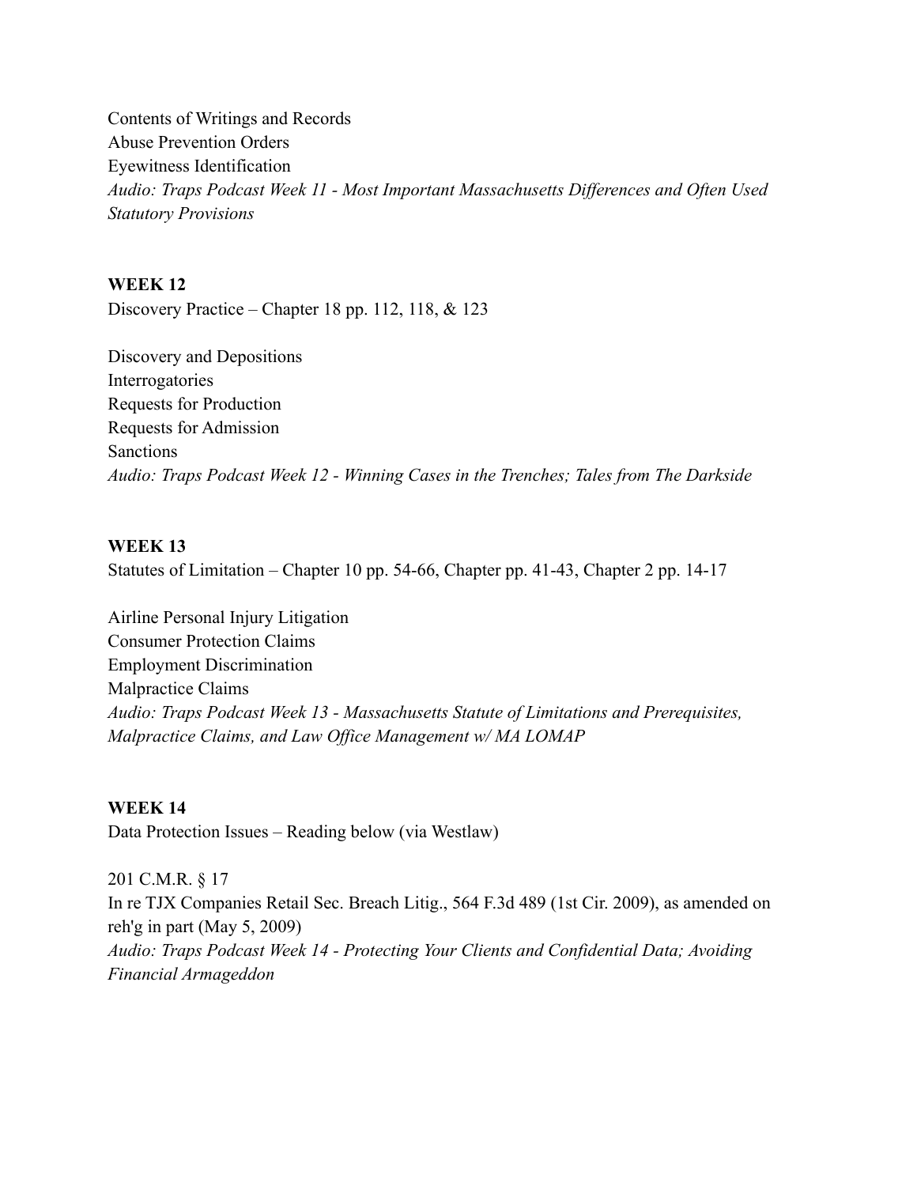Contents of Writings and Records
Abuse Prevention Orders
Eyewitness Identification
*Audio: Traps Podcast Week 11 - Most Important Massachusetts Differences and Often Used Statutory Provisions*

**WEEK 12**
Discovery Practice – Chapter 18 pp. 112, 118, & 123

Discovery and Depositions
Interrogatories
Requests for Production
Requests for Admission
Sanctions
*Audio: Traps Podcast Week 12 - Winning Cases in the Trenches; Tales from The Darkside*

**WEEK 13**
Statutes of Limitation – Chapter 10 pp. 54-66, Chapter pp. 41-43, Chapter 2 pp. 14-17

Airline Personal Injury Litigation
Consumer Protection Claims
Employment Discrimination
Malpractice Claims
*Audio: Traps Podcast Week 13 - Massachusetts Statute of Limitations and Prerequisites, Malpractice Claims, and Law Office Management w/ MA LOMAP*

**WEEK 14**
Data Protection Issues – Reading below (via Westlaw)

201 C.M.R. § 17
In re TJX Companies Retail Sec. Breach Litig., 564 F.3d 489 (1st Cir. 2009), as amended on reh'g in part (May 5, 2009)
*Audio: Traps Podcast Week 14 - Protecting Your Clients and Confidential Data; Avoiding Financial Armageddon*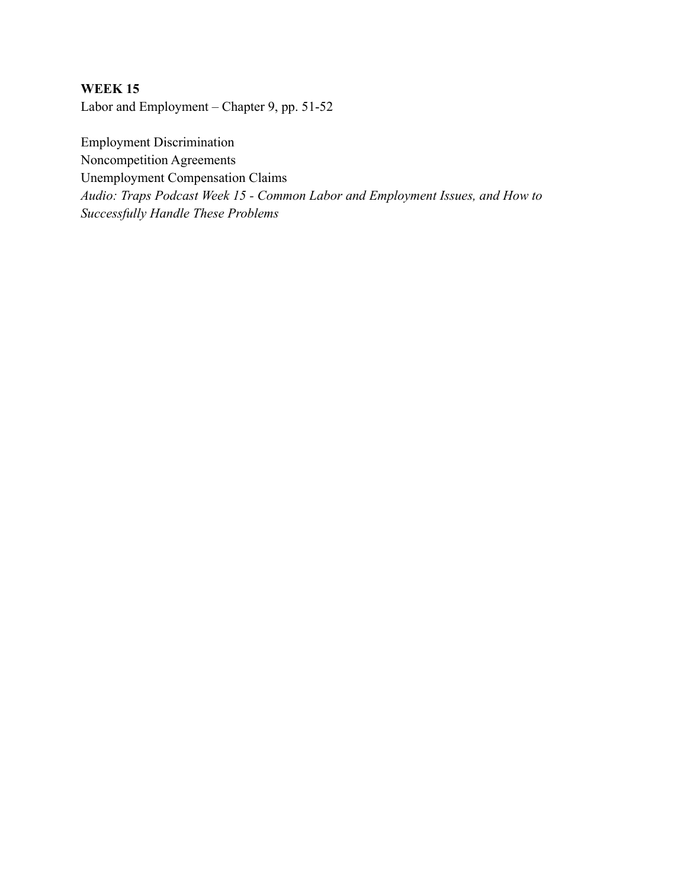**WEEK 15**
Labor and Employment – Chapter 9, pp. 51-52

Employment Discrimination
Noncompetition Agreements
Unemployment Compensation Claims
*Audio: Traps Podcast Week 15 - Common Labor and Employment Issues, and How to Successfully Handle These Problems*